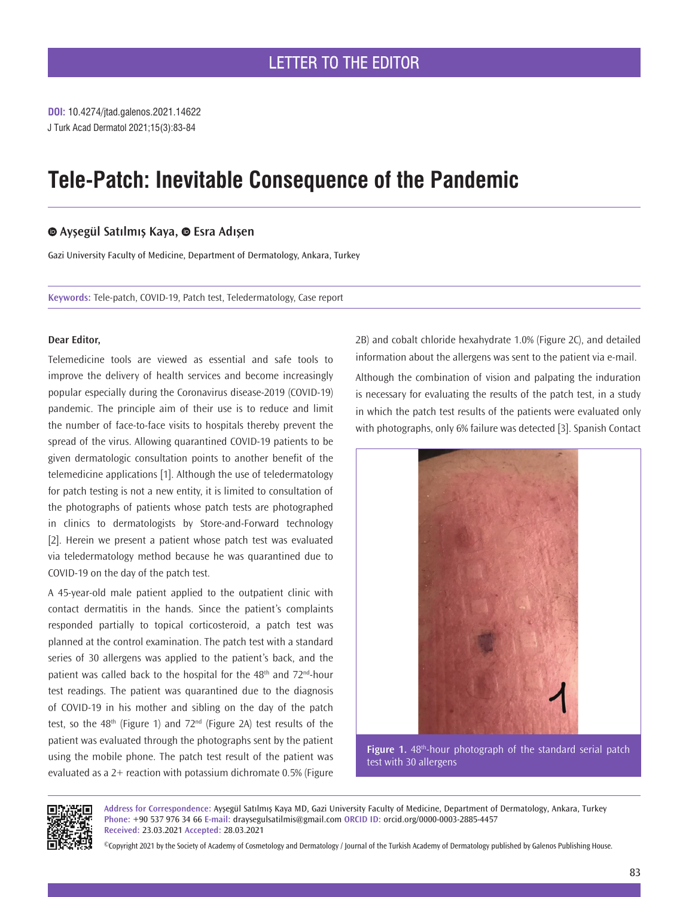LETTER TO THE EDITOR

**DOI:** 10.4274/jtad.galenos.2021.14622

# Tele-Patch: Inevitable Consequence of the Pandemic

**Ayşegül Satılmış Kaya, Esra Adışen**

Gazi University Faculty of Medicine, Department of Dermatology, Ankara, Turkey

**Keywords:** Tele-patch, COVID-19, Patch test, Teledermatology, Case report

**Dear Editor,**

Telemedicine tools are viewed as essential and safe tools to improve the delivery of health services and become increasingly popular especially during the Coronavirus disease-2019 (COVID-19) pandemic. The principle aim of their use is to reduce and limit the number of face-to-face visits to hospitals thereby prevent the spread of the virus. Allowing quarantined COVID-19 patients to be given dermatologic consultation points to another benefit of the telemedicine applications [1]. Although the use of teledermatology for patch testing is not a new entity, it is limited to consultation of the photographs of patients whose patch tests are photographed in clinics to dermatologists by Store-and-Forward technology [2]. Herein we present a patient whose patch test was evaluated via teledermatology method because he was quarantined due to COVID-19 on the day of the patch test.

A 45-year-old male patient applied to the outpatient clinic with contact dermatitis in the hands. Since the patient's complaints responded partially to topical corticosteroid, a patch test was planned at the control examination. The patch test with a standard series of 30 allergens was applied to the patient's back, and the patient was called back to the hospital for the 48th and 72nd-hour test readings. The patient was quarantined due to the diagnosis of COVID-19 in his mother and sibling on the day of the patch test, so the 48th (Figure 1) and 72nd (Figure 2A) test results of the patient was evaluated through the photographs sent by the patient using the mobile phone. The patch test result of the patient was evaluated as a 2+ reaction with potassium dichromate 0.5% (Figure 2B) and cobalt chloride hexahydrate 1.0% (Figure 2C), and detailed information about the allergens was sent to the patient via e-mail.

Although the combination of vision and palpating the induration is necessary for evaluating the results of the patch test, in a study in which the patch test results of the patients were evaluated only with photographs, only 6% failure was detected [3]. Spanish Contact

**Figure 1.** 48th-hour photograph of the standard serial patch test with 30 allergens

**Address for Correspondence:** Ayşegül Satılmış Kaya MD, Gazi University Faculty of Medicine, Department of Dermatology, Ankara, Turkey
**Phone:** +90 537 976 34 66 **E-mail:** draysegulsatilmis@gmail.com **ORCID ID:** orcid.org/0000-0003-2885-4457
**Received:** 23.03.2021 **Accepted:** 28.03.2021

©Copyright 2021 by the Society of Academy of Cosmetology and Dermatology / Journal of the Turkish Academy of Dermatology published by Galenos Publishing House.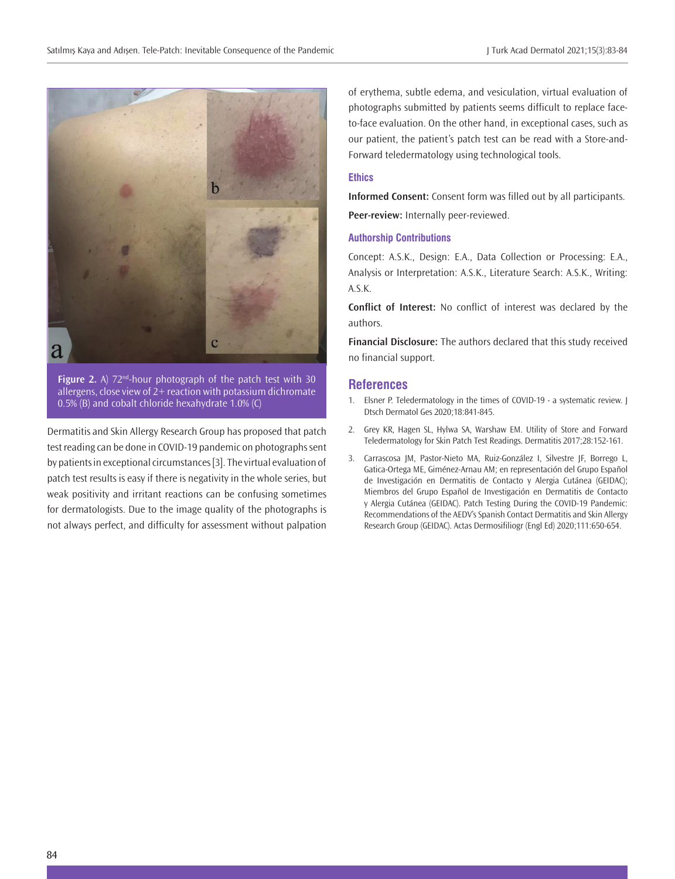**Figure 2.** A) 72nd-hour photograph of the patch test with 30 allergens, close view of 2+ reaction with potassium dichromate 0.5% (B) and cobalt chloride hexahydrate 1.0% (C)

Dermatitis and Skin Allergy Research Group has proposed that patch test reading can be done in COVID-19 pandemic on photographs sent by patients in exceptional circumstances [3]. The virtual evaluation of patch test results is easy if there is negativity in the whole series, but weak positivity and irritant reactions can be confusing sometimes for dermatologists. Due to the image quality of the photographs is not always perfect, and difficulty for assessment without palpation of erythema, subtle edema, and vesiculation, virtual evaluation of photographs submitted by patients seems difficult to replace face-to-face evaluation. On the other hand, in exceptional cases, such as our patient, the patient's patch test can be read with a Store-and-Forward teledermatology using technological tools.

### Ethics

**Informed Consent:** Consent form was filled out by all participants.

**Peer-review:** Internally peer-reviewed.

### Authorship Contributions

Concept: A.S.K., Design: E.A., Data Collection or Processing: E.A., Analysis or Interpretation: A.S.K., Literature Search: A.S.K., Writing: A.S.K.

**Conflict of Interest:** No conflict of interest was declared by the authors.

**Financial Disclosure:** The authors declared that this study received no financial support.

## References

1. Elsner P. Teledermatology in the times of COVID-19 - a systematic review. J Dtsch Dermatol Ges 2020;18:841-845.
2. Grey KR, Hagen SL, Hylwa SA, Warshaw EM. Utility of Store and Forward Teledermatology for Skin Patch Test Readings. Dermatitis 2017;28:152-161.
3. Carrascosa JM, Pastor-Nieto MA, Ruiz-González I, Silvestre JF, Borrego L, Gatica-Ortega ME, Giménez-Arnau AM; en representación del Grupo Español de Investigación en Dermatitis de Contacto y Alergia Cutánea (GEIDAC); Miembros del Grupo Español de Investigación en Dermatitis de Contacto y Alergia Cutánea (GEIDAC). Patch Testing During the COVID-19 Pandemic: Recommendations of the AEDV's Spanish Contact Dermatitis and Skin Allergy Research Group (GEIDAC). Actas Dermosifiliogr (Engl Ed) 2020;111:650-654.